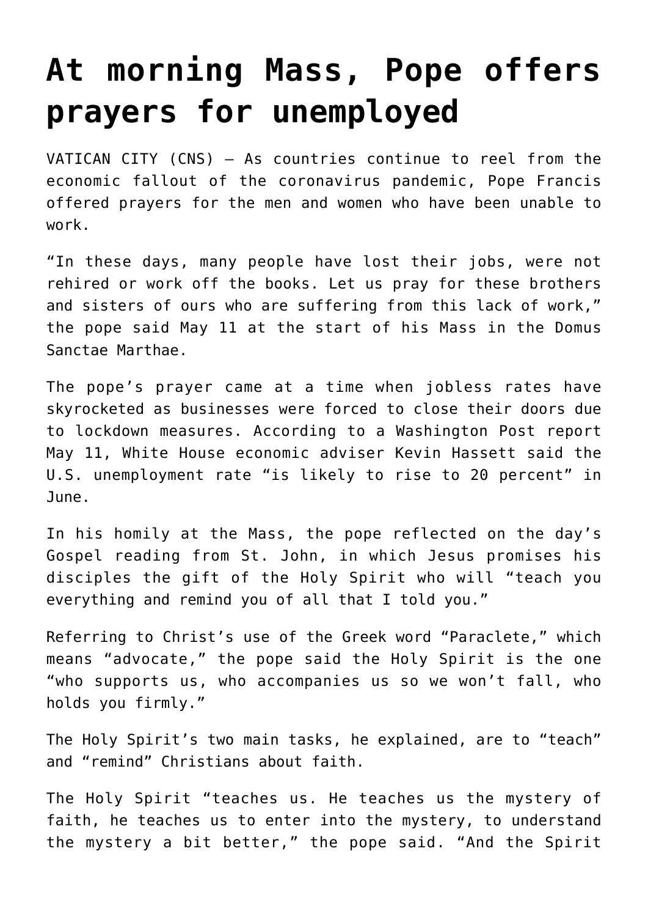# At morning Mass, Pope offers prayers for unemployed

VATICAN CITY (CNS) — As countries continue to reel from the economic fallout of the coronavirus pandemic, Pope Francis offered prayers for the men and women who have been unable to work.

"In these days, many people have lost their jobs, were not rehired or work off the books. Let us pray for these brothers and sisters of ours who are suffering from this lack of work," the pope said May 11 at the start of his Mass in the Domus Sanctae Marthae.

The pope's prayer came at a time when jobless rates have skyrocketed as businesses were forced to close their doors due to lockdown measures. According to a Washington Post report May 11, White House economic adviser Kevin Hassett said the U.S. unemployment rate "is likely to rise to 20 percent" in June.

In his homily at the Mass, the pope reflected on the day's Gospel reading from St. John, in which Jesus promises his disciples the gift of the Holy Spirit who will "teach you everything and remind you of all that I told you."

Referring to Christ's use of the Greek word "Paraclete," which means "advocate," the pope said the Holy Spirit is the one "who supports us, who accompanies us so we won't fall, who holds you firmly."

The Holy Spirit's two main tasks, he explained, are to "teach" and "remind" Christians about faith.

The Holy Spirit "teaches us. He teaches us the mystery of faith, he teaches us to enter into the mystery, to understand the mystery a bit better," the pope said. "And the Spirit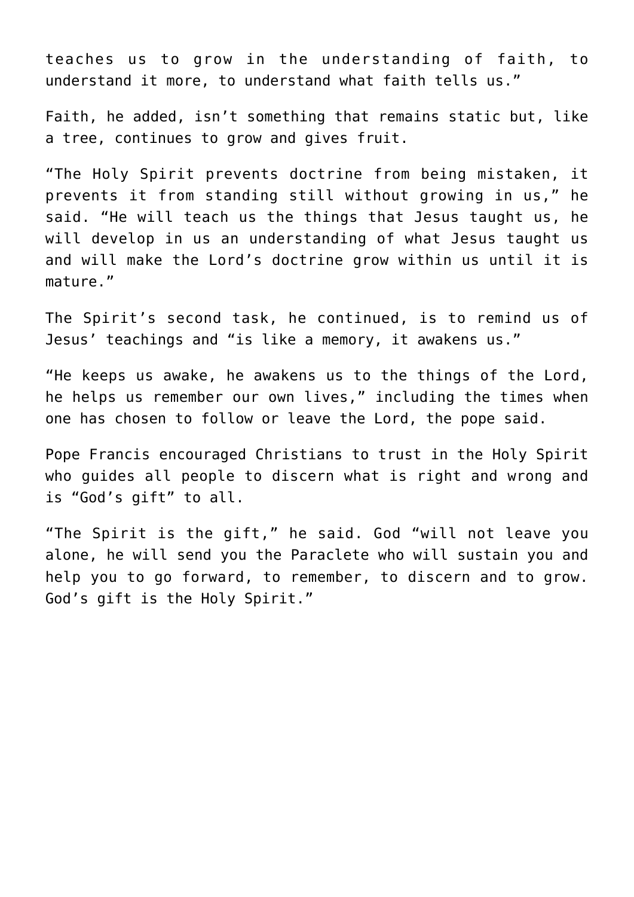teaches us to grow in the understanding of faith, to understand it more, to understand what faith tells us."

Faith, he added, isn't something that remains static but, like a tree, continues to grow and gives fruit.

"The Holy Spirit prevents doctrine from being mistaken, it prevents it from standing still without growing in us," he said. "He will teach us the things that Jesus taught us, he will develop in us an understanding of what Jesus taught us and will make the Lord's doctrine grow within us until it is mature."

The Spirit's second task, he continued, is to remind us of Jesus' teachings and "is like a memory, it awakens us."

"He keeps us awake, he awakens us to the things of the Lord, he helps us remember our own lives," including the times when one has chosen to follow or leave the Lord, the pope said.

Pope Francis encouraged Christians to trust in the Holy Spirit who guides all people to discern what is right and wrong and is "God's gift" to all.

"The Spirit is the gift," he said. God "will not leave you alone, he will send you the Paraclete who will sustain you and help you to go forward, to remember, to discern and to grow. God's gift is the Holy Spirit."